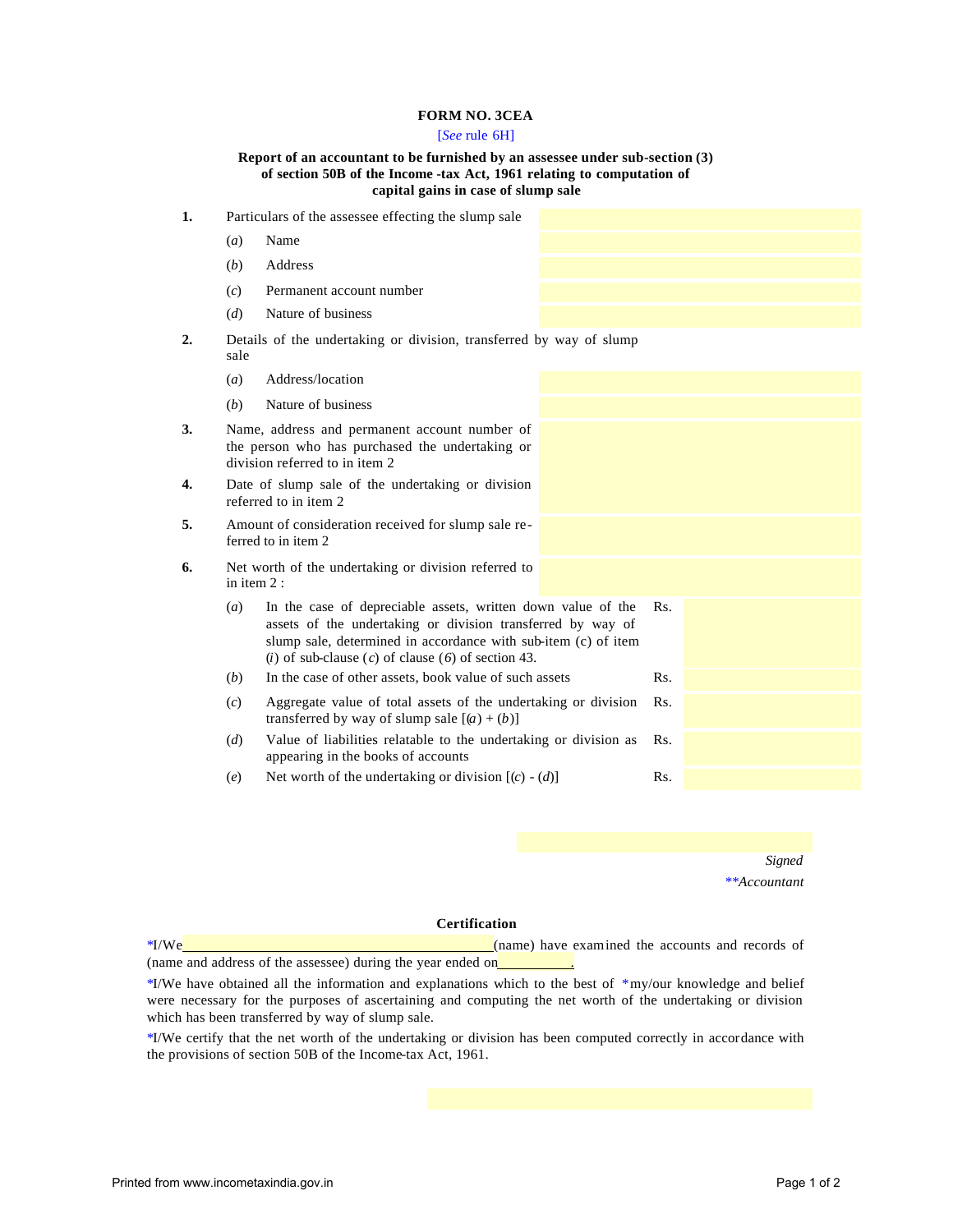# FORM NO. 3CEA

[*See* rule 6H]

**Report of an accountant to be furnished by an assessee under sub-section (3) of section 50B of the Income -tax Act, 1961 relating to computation of capital gains in case of slump sale**

**1.** Particulars of the assessee effecting the slump sale

(*a*) Name

(*b*) Address

(*c*) Permanent account number

(*d*) Nature of business

**2.** Details of the undertaking or division, transferred by way of slump sale

(*a*) Address/location

(*b*) Nature of business

**3.** Name, address and permanent account number of the person who has purchased the undertaking or division referred to in item 2

**4.** Date of slump sale of the undertaking or division referred to in item 2

**5.** Amount of consideration received for slump sale referred to in item 2

**6.** Net worth of the undertaking or division referred to in item 2 :

| | | | |
|---|---|---|---|
| (*a*) | In the case of depreciable assets, written down value of the assets of the undertaking or division transferred by way of slump sale, determined in accordance with sub-item (c) of item (*i*) of sub-clause (*c*) of clause (*6*) of section 43. | Rs. | |
| (*b*) | In the case of other assets, book value of such assets | Rs. | |
| (*c*) | Aggregate value of total assets of the undertaking or division transferred by way of slump sale [(*a*) + (*b*)] | Rs. | |
| (*d*) | Value of liabilities relatable to the undertaking or division as appearing in the books of accounts | Rs. | |
| (*e*) | Net worth of the undertaking or division [(*c*) - (*d*)] | Rs. | |

*Signed*

*\*\*Accountant*

## Certification

*I/We ____________________(name) have examined the accounts and records of (name and address of the assessee) during the year ended on__________.

*I/We have obtained all the information and explanations which to the best of *my/our knowledge and belief were necessary for the purposes of ascertaining and computing the net worth of the undertaking or division which has been transferred by way of slump sale.

*I/We certify that the net worth of the undertaking or division has been computed correctly in accordance with the provisions of section 50B of the Income-tax Act, 1961.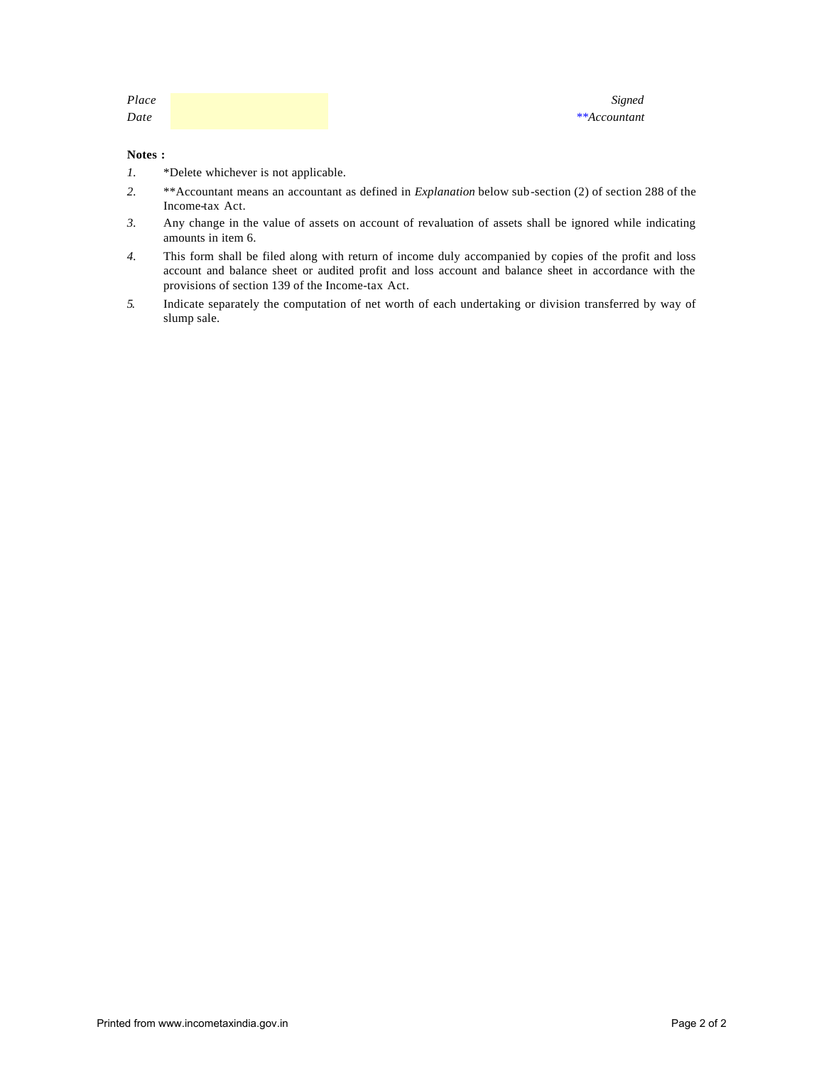| | | |
|---|---|---|
| *Place* | | *Signed* |
| *Date* | | ***Accountant* |

**Notes :**

1. *Delete whichever is not applicable.
2. **Accountant means an accountant as defined in *Explanation* below sub-section (2) of section 288 of the Income-tax Act.
3. Any change in the value of assets on account of revaluation of assets shall be ignored while indicating amounts in item 6.
4. This form shall be filed along with return of income duly accompanied by copies of the profit and loss account and balance sheet or audited profit and loss account and balance sheet in accordance with the provisions of section 139 of the Income-tax Act.
5. Indicate separately the computation of net worth of each undertaking or division transferred by way of slump sale.

Printed from www.incometaxindia.gov.in